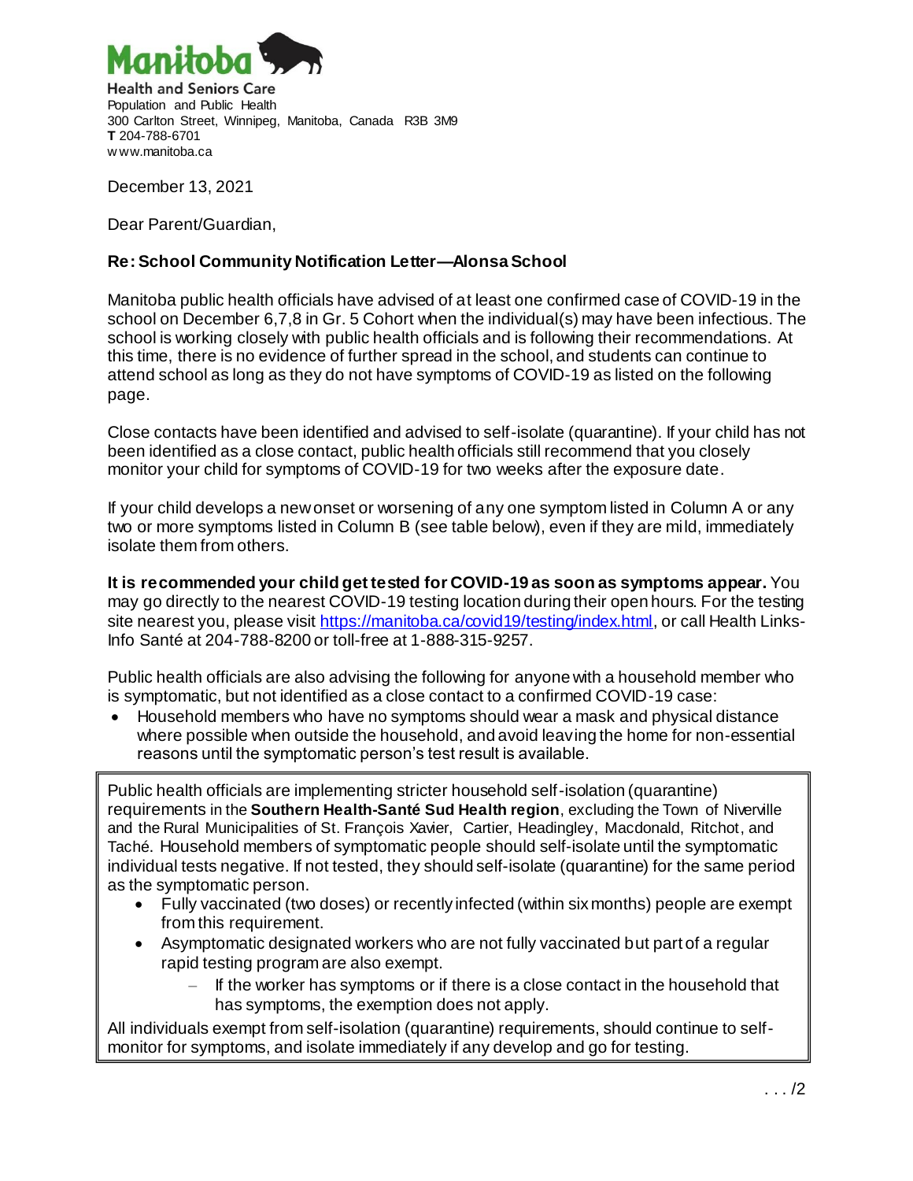**Manitoba**

**Health and Seniors Care**
Population and Public Health
300 Carlton Street, Winnipeg, Manitoba, Canada R3B 3M9
**T** 204-788-6701
www.manitoba.ca

December 13, 2021

Dear Parent/Guardian,

**Re: School Community Notification Letter—Alonsa School**

Manitoba public health officials have advised of at least one confirmed case of COVID-19 in the school on December 6,7,8 in Gr. 5 Cohort when the individual(s) may have been infectious. The school is working closely with public health officials and is following their recommendations. At this time, there is no evidence of further spread in the school, and students can continue to attend school as long as they do not have symptoms of COVID-19 as listed on the following page.

Close contacts have been identified and advised to self-isolate (quarantine). If your child has not been identified as a close contact, public health officials still recommend that you closely monitor your child for symptoms of COVID-19 for two weeks after the exposure date.

If your child develops a new onset or worsening of any one symptom listed in Column A or any two or more symptoms listed in Column B (see table below), even if they are mild, immediately isolate them from others.

**It is recommended your child get tested for COVID-19 as soon as symptoms appear.** You may go directly to the nearest COVID-19 testing location during their open hours. For the testing site nearest you, please visit https://manitoba.ca/covid19/testing/index.html, or call Health Links-Info Santé at 204-788-8200 or toll-free at 1-888-315-9257.

Public health officials are also advising the following for anyone with a household member who is symptomatic, but not identified as a close contact to a confirmed COVID-19 case:

- Household members who have no symptoms should wear a mask and physical distance where possible when outside the household, and avoid leaving the home for non-essential reasons until the symptomatic person's test result is available.

Public health officials are implementing stricter household self-isolation (quarantine) requirements in the **Southern Health-Santé Sud Health region**, excluding the Town of Niverville and the Rural Municipalities of St. François Xavier, Cartier, Headingley, Macdonald, Ritchot, and Taché. Household members of symptomatic people should self-isolate until the symptomatic individual tests negative. If not tested, they should self-isolate (quarantine) for the same period as the symptomatic person.

- Fully vaccinated (two doses) or recently infected (within six months) people are exempt from this requirement.
- Asymptomatic designated workers who are not fully vaccinated but part of a regular rapid testing program are also exempt.
  - If the worker has symptoms or if there is a close contact in the household that has symptoms, the exemption does not apply.

All individuals exempt from self-isolation (quarantine) requirements, should continue to self-monitor for symptoms, and isolate immediately if any develop and go for testing.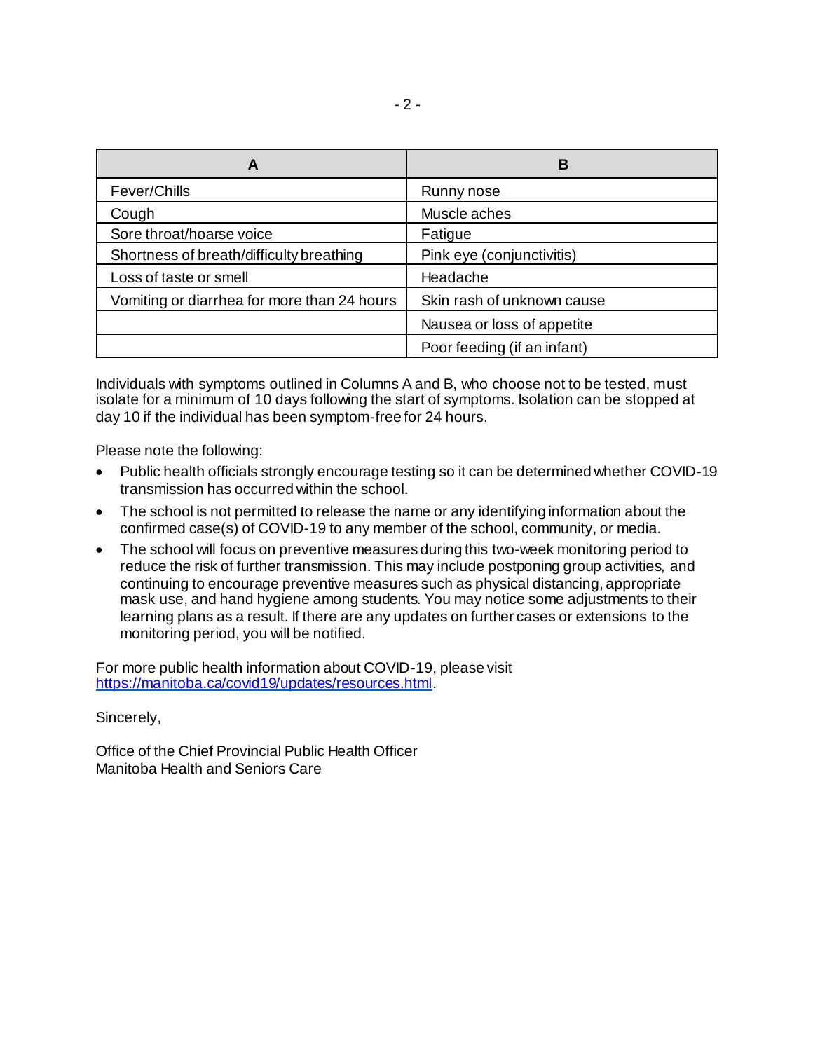| A | B |
|---|---|
| Fever/Chills | Runny nose |
| Cough | Muscle aches |
| Sore throat/hoarse voice | Fatigue |
| Shortness of breath/difficulty breathing | Pink eye (conjunctivitis) |
| Loss of taste or smell | Headache |
| Vomiting or diarrhea for more than 24 hours | Skin rash of unknown cause |
| | Nausea or loss of appetite |
| | Poor feeding (if an infant) |

Individuals with symptoms outlined in Columns A and B, who choose not to be tested, must isolate for a minimum of 10 days following the start of symptoms. Isolation can be stopped at day 10 if the individual has been symptom-free for 24 hours.

Please note the following:

- Public health officials strongly encourage testing so it can be determined whether COVID-19 transmission has occurred within the school.
- The school is not permitted to release the name or any identifying information about the confirmed case(s) of COVID-19 to any member of the school, community, or media.
- The school will focus on preventive measures during this two-week monitoring period to reduce the risk of further transmission. This may include postponing group activities, and continuing to encourage preventive measures such as physical distancing, appropriate mask use, and hand hygiene among students. You may notice some adjustments to their learning plans as a result. If there are any updates on further cases or extensions to the monitoring period, you will be notified.

For more public health information about COVID-19, please visit [https://manitoba.ca/covid19/updates/resources.html](https://manitoba.ca/covid19/updates/resources.html).

Sincerely,

Office of the Chief Provincial Public Health Officer
Manitoba Health and Seniors Care